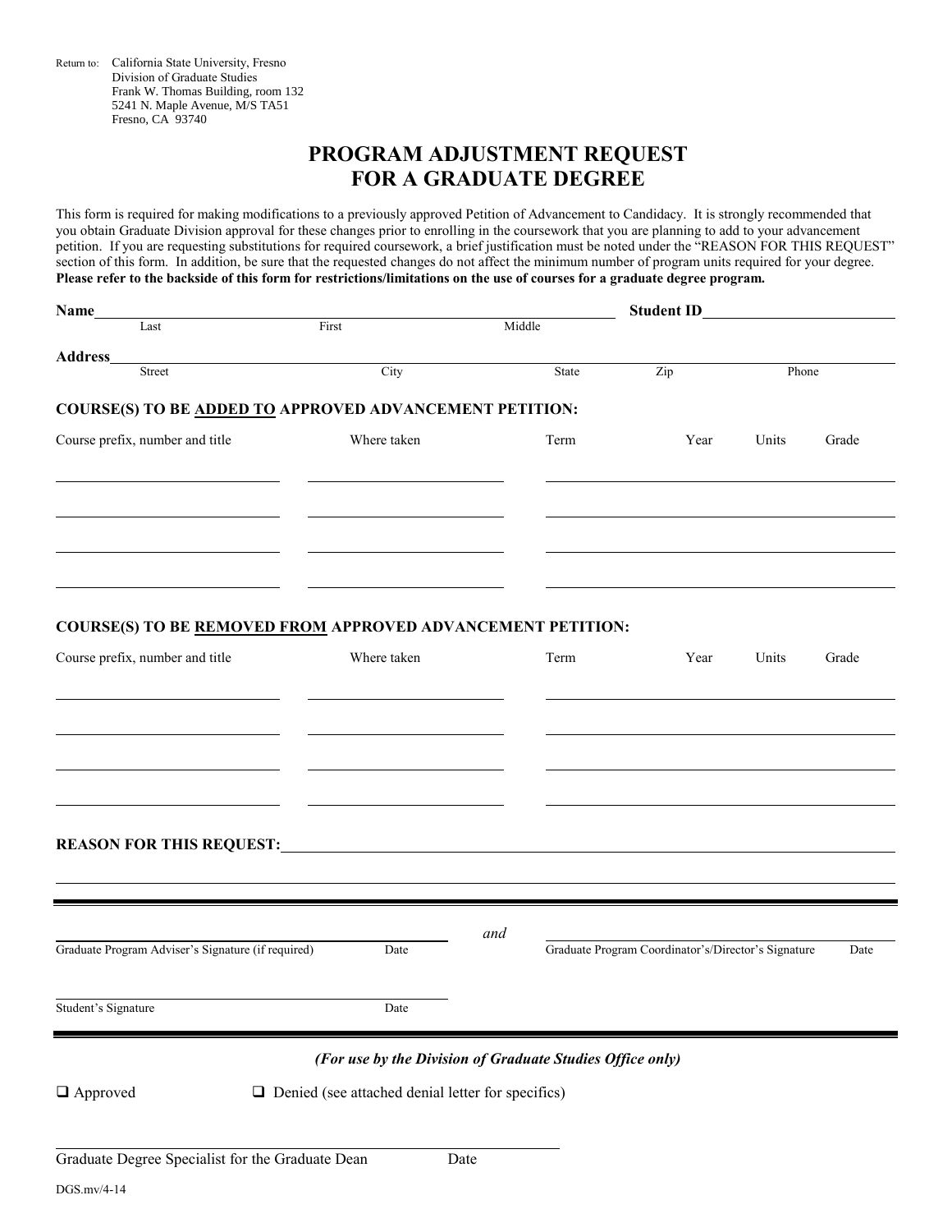Return to: California State University, Fresno
Division of Graduate Studies
Frank W. Thomas Building, room 132
5241 N. Maple Avenue, M/S TA51
Fresno, CA 93740

# PROGRAM ADJUSTMENT REQUEST FOR A GRADUATE DEGREE

This form is required for making modifications to a previously approved Petition of Advancement to Candidacy. It is strongly recommended that you obtain Graduate Division approval for these changes prior to enrolling in the coursework that you are planning to add to your advancement petition. If you are requesting substitutions for required coursework, a brief justification must be noted under the "REASON FOR THIS REQUEST" section of this form. In addition, be sure that the requested changes do not affect the minimum number of program units required for your degree. **Please refer to the backside of this form for restrictions/limitations on the use of courses for a graduate degree program.**

**Name**\_\_\_\_\_\_\_\_\_\_\_\_\_\_\_\_\_\_\_\_\_\_\_\_\_\_\_\_\_\_\_\_\_\_\_\_\_\_\_\_ **Student ID**\_\_\_\_\_\_\_\_\_\_\_\_\_\_\_\_
Last First Middle

**Address**\_\_\_\_\_\_\_\_\_\_\_\_\_\_\_\_\_\_\_\_\_\_\_\_\_\_\_\_\_\_\_\_\_\_\_\_\_\_\_\_\_\_\_\_\_\_\_\_\_\_\_\_\_\_\_\_
Street City State Zip Phone

**COURSE(S) TO BE ADDED TO APPROVED ADVANCEMENT PETITION:**

| Course prefix, number and title | Where taken | Term | Year | Units | Grade |
|---|---|---|---|---|---|
| | | | | | |
| | | | | | |
| | | | | | |
| | | | | | |

**COURSE(S) TO BE REMOVED FROM APPROVED ADVANCEMENT PETITION:**

| Course prefix, number and title | Where taken | Term | Year | Units | Grade |
|---|---|---|---|---|---|
| | | | | | |
| | | | | | |
| | | | | | |
| | | | | | |

**REASON FOR THIS REQUEST:**\_\_\_\_\_\_\_\_\_\_\_\_\_\_\_\_\_\_\_\_\_\_\_\_\_\_\_\_\_\_\_\_\_\_\_\_\_\_\_\_\_\_\_\_

\_\_\_\_\_\_\_\_\_\_\_\_\_\_\_\_\_\_\_\_\_\_\_\_\_\_\_\_\_\_\_\_\_\_\_\_\_\_\_\_\_\_\_\_\_\_\_\_\_\_\_\_\_\_\_\_\_\_\_\_\_\_\_\_\_\_\_\_\_\_

\_\_\_\_\_\_\_\_\_\_\_\_\_\_\_\_\_\_\_\_\_\_\_\_\_\_\_\_\_\_\_\_ *and* \_\_\_\_\_\_\_\_\_\_\_\_\_\_\_\_\_\_\_\_\_\_\_\_\_\_\_\_\_\_\_\_
Graduate Program Adviser's Signature (if required) Date Graduate Program Coordinator's/Director's Signature Date

\_\_\_\_\_\_\_\_\_\_\_\_\_\_\_\_\_\_\_\_\_\_\_\_\_\_\_\_\_\_\_\_
Student's Signature Date

***(For use by the Division of Graduate Studies Office only)***

❑ Approved ❑ Denied (see attached denial letter for specifics)

\_\_\_\_\_\_\_\_\_\_\_\_\_\_\_\_\_\_\_\_\_\_\_\_\_\_\_\_\_\_\_\_
Graduate Degree Specialist for the Graduate Dean Date

DGS.mv/4-14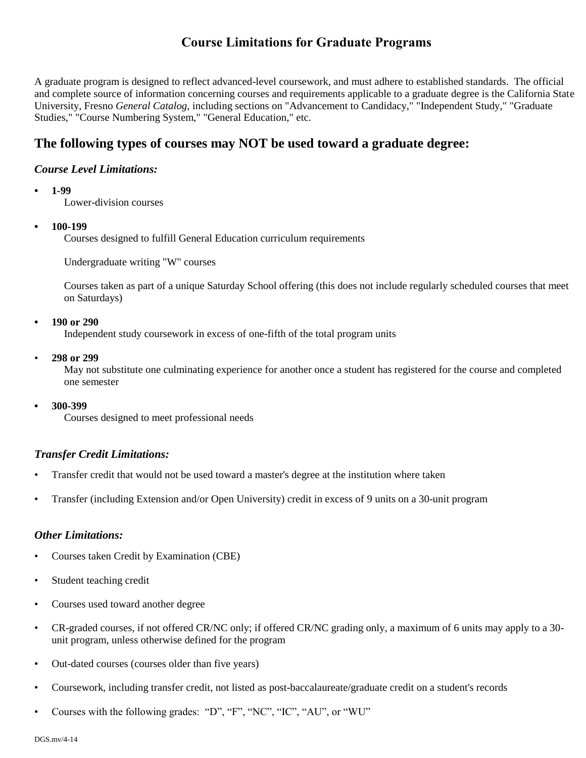# Course Limitations for Graduate Programs

A graduate program is designed to reflect advanced-level coursework, and must adhere to established standards. The official and complete source of information concerning courses and requirements applicable to a graduate degree is the California State University, Fresno *General Catalog,* including sections on "Advancement to Candidacy," "Independent Study," "Graduate Studies," "Course Numbering System," "General Education," etc.

## The following types of courses may NOT be used toward a graduate degree:

### *Course Level Limitations:*

- **1-99**
  Lower-division courses
- **100-199**
  Courses designed to fulfill General Education curriculum requirements

  Undergraduate writing "W" courses

  Courses taken as part of a unique Saturday School offering (this does not include regularly scheduled courses that meet on Saturdays)
- **190 or 290**
  Independent study coursework in excess of one-fifth of the total program units
- **298 or 299**
  May not substitute one culminating experience for another once a student has registered for the course and completed one semester
- **300-399**
  Courses designed to meet professional needs

### *Transfer Credit Limitations:*

- Transfer credit that would not be used toward a master's degree at the institution where taken
- Transfer (including Extension and/or Open University) credit in excess of 9 units on a 30-unit program

### *Other Limitations:*

- Courses taken Credit by Examination (CBE)
- Student teaching credit
- Courses used toward another degree
- CR-graded courses, if not offered CR/NC only; if offered CR/NC grading only, a maximum of 6 units may apply to a 30-unit program, unless otherwise defined for the program
- Out-dated courses (courses older than five years)
- Coursework, including transfer credit, not listed as post-baccalaureate/graduate credit on a student's records
- Courses with the following grades: "D", "F", "NC", "IC", "AU", or "WU"

DGS.mv/4-14